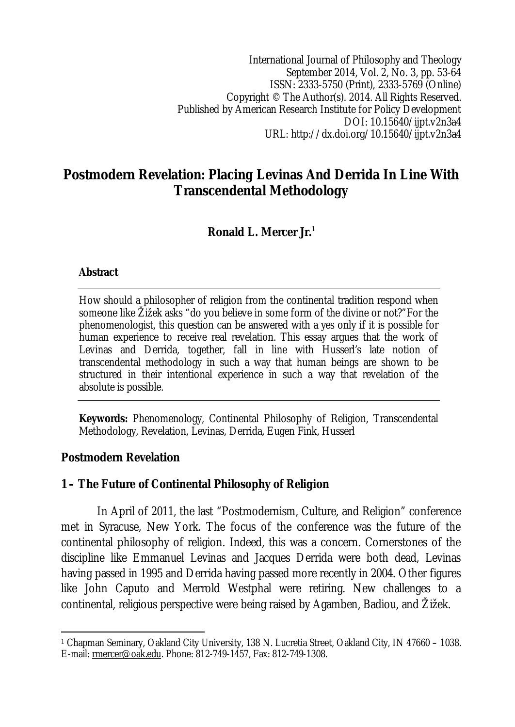International Journal of Philosophy and Theology
September 2014, Vol. 2, No. 3, pp. 53-64
ISSN: 2333-5750 (Print), 2333-5769 (Online)
Copyright © The Author(s). 2014. All Rights Reserved.
Published by American Research Institute for Policy Development
DOI: 10.15640/ijpt.v2n3a4
URL: http://dx.doi.org/10.15640/ijpt.v2n3a4

# Postmodern Revelation: Placing Levinas And Derrida In Line With Transcendental Methodology

**Ronald L. Mercer Jr.[1]**

**Abstract**

How should a philosopher of religion from the continental tradition respond when someone like Žižek asks "do you believe in some form of the divine or not?"For the phenomenologist, this question can be answered with a yes only if it is possible for human experience to receive real revelation. This essay argues that the work of Levinas and Derrida, together, fall in line with Husserl's late notion of transcendental methodology in such a way that human beings are shown to be structured in their intentional experience in such a way that revelation of the absolute is possible.

**Keywords:** Phenomenology, Continental Philosophy of Religion, Transcendental Methodology, Revelation, Levinas, Derrida, Eugen Fink, Husserl

## Postmodern Revelation

### 1 – The Future of Continental Philosophy of Religion

In April of 2011, the last "Postmodernism, Culture, and Religion" conference met in Syracuse, New York. The focus of the conference was the future of the continental philosophy of religion. Indeed, this was a concern. Cornerstones of the discipline like Emmanuel Levinas and Jacques Derrida were both dead, Levinas having passed in 1995 and Derrida having passed more recently in 2004. Other figures like John Caputo and Merrold Westphal were retiring. New challenges to a continental, religious perspective were being raised by Agamben, Badiou, and Žižek.

---

[1] Chapman Seminary, Oakland City University, 138 N. Lucretia Street, Oakland City, IN 47660 – 1038. E-mail: rmercer@oak.edu. Phone: 812-749-1457, Fax: 812-749-1308.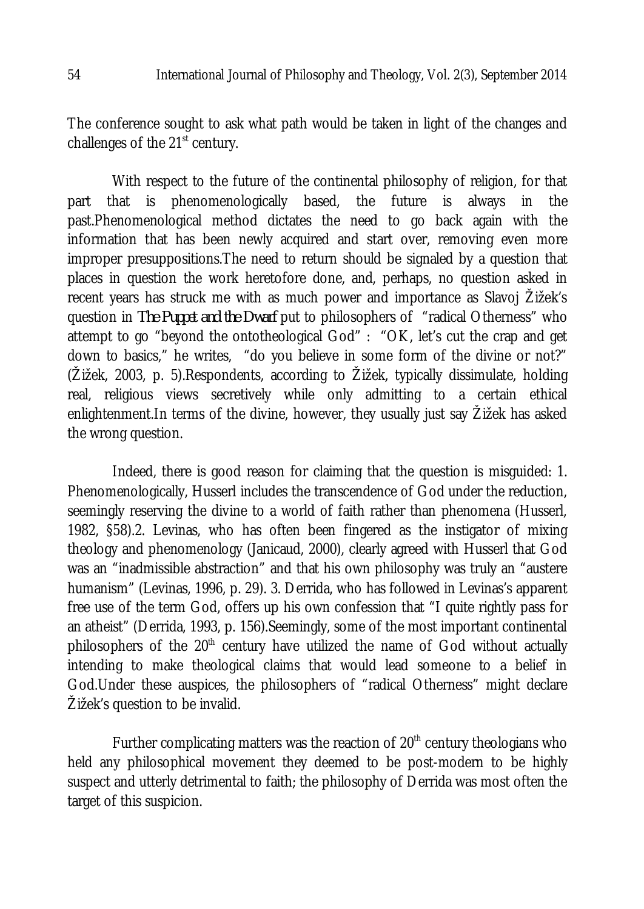The conference sought to ask what path would be taken in light of the changes and challenges of the 21st century.

With respect to the future of the continental philosophy of religion, for that part that is phenomenologically based, the future is always in the past.Phenomenological method dictates the need to go back again with the information that has been newly acquired and start over, removing even more improper presuppositions.The need to return should be signaled by a question that places in question the work heretofore done, and, perhaps, no question asked in recent years has struck me with as much power and importance as Slavoj Žižek's question in *The Puppet and the Dwarf* put to philosophers of "radical Otherness" who attempt to go "beyond the ontotheological God" : "OK, let's cut the crap and get down to basics," he writes, "do you believe in some form of the divine or not?" (Žižek, 2003, p. 5).Respondents, according to Žižek, typically dissimulate, holding real, religious views secretively while only admitting to a certain ethical enlightenment.In terms of the divine, however, they usually just say Žižek has asked the wrong question.

Indeed, there is good reason for claiming that the question is misguided: 1. Phenomenologically, Husserl includes the transcendence of God under the reduction, seemingly reserving the divine to a world of faith rather than phenomena (Husserl, 1982, §58).2. Levinas, who has often been fingered as the instigator of mixing theology and phenomenology (Janicaud, 2000), clearly agreed with Husserl that God was an "inadmissible abstraction" and that his own philosophy was truly an "austere humanism" (Levinas, 1996, p. 29). 3. Derrida, who has followed in Levinas's apparent free use of the term God, offers up his own confession that "I quite rightly pass for an atheist" (Derrida, 1993, p. 156).Seemingly, some of the most important continental philosophers of the 20th century have utilized the name of God without actually intending to make theological claims that would lead someone to a belief in God.Under these auspices, the philosophers of "radical Otherness" might declare Žižek's question to be invalid.

Further complicating matters was the reaction of 20th century theologians who held any philosophical movement they deemed to be post-modern to be highly suspect and utterly detrimental to faith; the philosophy of Derrida was most often the target of this suspicion.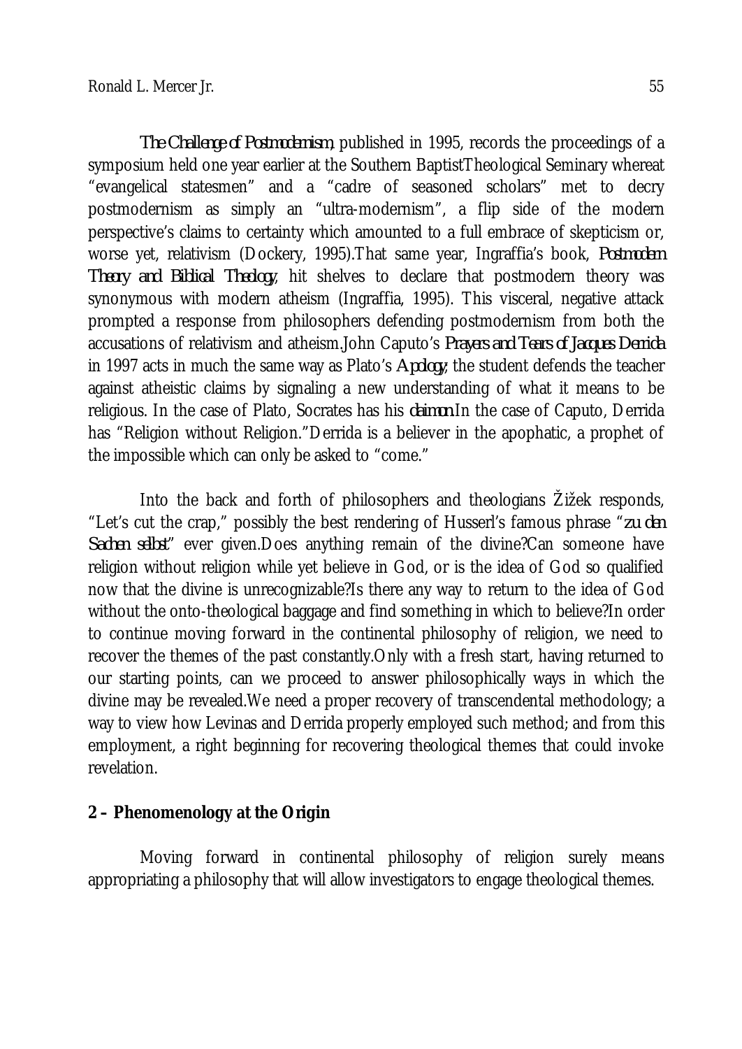*The Challenge of Postmodernism*, published in 1995, records the proceedings of a symposium held one year earlier at the Southern BaptistTheological Seminary whereat "evangelical statesmen" and a "cadre of seasoned scholars" met to decry postmodernism as simply an "ultra-modernism", a flip side of the modern perspective's claims to certainty which amounted to a full embrace of skepticism or, worse yet, relativism (Dockery, 1995).That same year, Ingraffia's book, *Postmodern Theory and Biblical Theology*, hit shelves to declare that postmodern theory was synonymous with modern atheism (Ingraffia, 1995). This visceral, negative attack prompted a response from philosophers defending postmodernism from both the accusations of relativism and atheism.John Caputo's *Prayers and Tears of Jacques Derrida* in 1997 acts in much the same way as Plato's *Apology*; the student defends the teacher against atheistic claims by signaling a new understanding of what it means to be religious. In the case of Plato, Socrates has his *daimon*.In the case of Caputo, Derrida has "Religion without Religion."Derrida is a believer in the apophatic, a prophet of the impossible which can only be asked to "come."

Into the back and forth of philosophers and theologians Žižek responds, "Let's cut the crap," possibly the best rendering of Husserl's famous phrase "*zu den Sachen selbst*" ever given.Does anything remain of the divine?Can someone have religion without religion while yet believe in God, or is the idea of God so qualified now that the divine is unrecognizable?Is there any way to return to the idea of God without the onto-theological baggage and find something in which to believe?In order to continue moving forward in the continental philosophy of religion, we need to recover the themes of the past constantly.Only with a fresh start, having returned to our starting points, can we proceed to answer philosophically ways in which the divine may be revealed.We need a proper recovery of transcendental methodology; a way to view how Levinas and Derrida properly employed such method; and from this employment, a right beginning for recovering theological themes that could invoke revelation.

## 2 – Phenomenology at the Origin

Moving forward in continental philosophy of religion surely means appropriating a philosophy that will allow investigators to engage theological themes.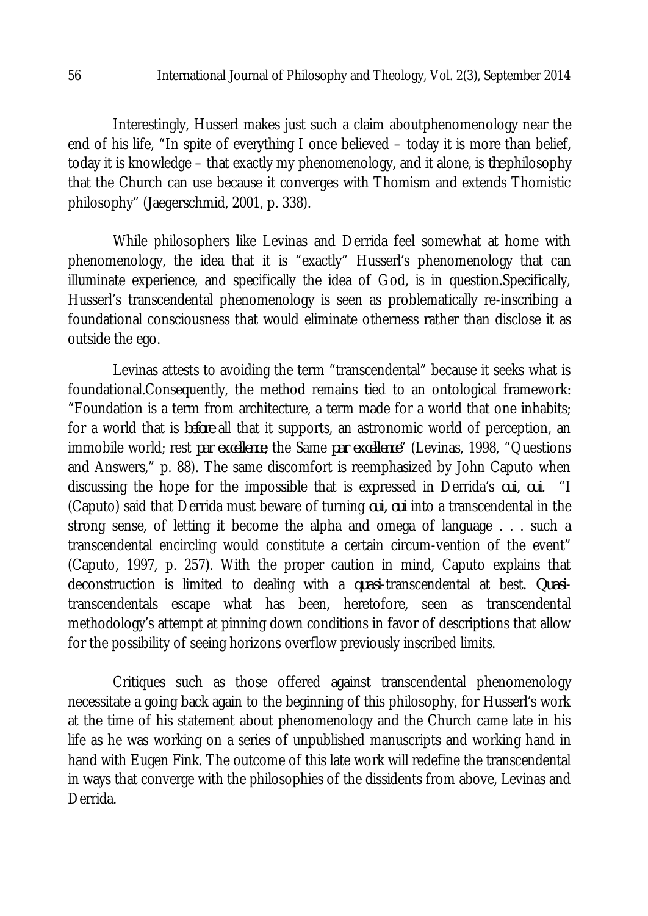Interestingly, Husserl makes just such a claim aboutphenomenology near the end of his life, "In spite of everything I once believed – today it is more than belief, today it is knowledge – that exactly my phenomenology, and it alone, is *the* philosophy that the Church can use because it converges with Thomism and extends Thomistic philosophy" (Jaegerschmid, 2001, p. 338).

While philosophers like Levinas and Derrida feel somewhat at home with phenomenology, the idea that it is "exactly" Husserl's phenomenology that can illuminate experience, and specifically the idea of God, is in question.Specifically, Husserl's transcendental phenomenology is seen as problematically re-inscribing a foundational consciousness that would eliminate otherness rather than disclose it as outside the ego.

Levinas attests to avoiding the term "transcendental" because it seeks what is foundational.Consequently, the method remains tied to an ontological framework: "Foundation is a term from architecture, a term made for a world that one inhabits; for a world that is *before* all that it supports, an astronomic world of perception, an immobile world; rest *par excellence*, the Same *par excellence*" (Levinas, 1998, "Questions and Answers," p. 88). The same discomfort is reemphasized by John Caputo when discussing the hope for the impossible that is expressed in Derrida's *oui, oui*. "I (Caputo) said that Derrida must beware of turning *oui, oui* into a transcendental in the strong sense, of letting it become the alpha and omega of language . . . such a transcendental encircling would constitute a certain circum-vention of the event" (Caputo, 1997, p. 257). With the proper caution in mind, Caputo explains that deconstruction is limited to dealing with a *quasi*-transcendental at best. *Quasi*-transcendentals escape what has been, heretofore, seen as transcendental methodology's attempt at pinning down conditions in favor of descriptions that allow for the possibility of seeing horizons overflow previously inscribed limits.

Critiques such as those offered against transcendental phenomenology necessitate a going back again to the beginning of this philosophy, for Husserl's work at the time of his statement about phenomenology and the Church came late in his life as he was working on a series of unpublished manuscripts and working hand in hand with Eugen Fink. The outcome of this late work will redefine the transcendental in ways that converge with the philosophies of the dissidents from above, Levinas and Derrida.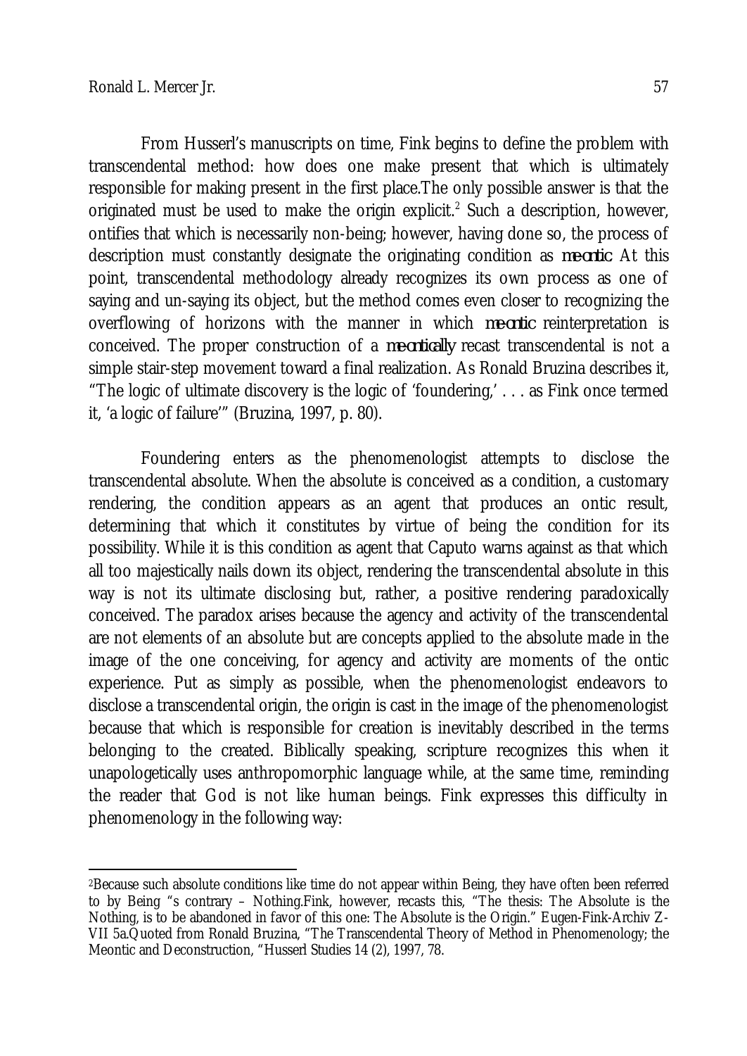From Husserl's manuscripts on time, Fink begins to define the problem with transcendental method: how does one make present that which is ultimately responsible for making present in the first place.The only possible answer is that the originated must be used to make the origin explicit.[2] Such a description, however, ontifies that which is necessarily non-being; however, having done so, the process of description must constantly designate the originating condition as *me-ontic*. At this point, transcendental methodology already recognizes its own process as one of saying and un-saying its object, but the method comes even closer to recognizing the overflowing of horizons with the manner in which *me-ontic* reinterpretation is conceived. The proper construction of a *me-ontically* recast transcendental is not a simple stair-step movement toward a final realization. As Ronald Bruzina describes it, "The logic of ultimate discovery is the logic of 'foundering,' . . . as Fink once termed it, 'a logic of failure'" (Bruzina, 1997, p. 80).

Foundering enters as the phenomenologist attempts to disclose the transcendental absolute. When the absolute is conceived as a condition, a customary rendering, the condition appears as an agent that produces an ontic result, determining that which it constitutes by virtue of being the condition for its possibility. While it is this condition as agent that Caputo warns against as that which all too majestically nails down its object, rendering the transcendental absolute in this way is not its ultimate disclosing but, rather, a positive rendering paradoxically conceived. The paradox arises because the agency and activity of the transcendental are not elements of an absolute but are concepts applied to the absolute made in the image of the one conceiving, for agency and activity are moments of the ontic experience. Put as simply as possible, when the phenomenologist endeavors to disclose a transcendental origin, the origin is cast in the image of the phenomenologist because that which is responsible for creation is inevitably described in the terms belonging to the created. Biblically speaking, scripture recognizes this when it unapologetically uses anthropomorphic language while, at the same time, reminding the reader that God is not like human beings. Fink expresses this difficulty in phenomenology in the following way:

---

[2]Because such absolute conditions like time do not appear within Being, they have often been referred to by Being "s contrary – Nothing.Fink, however, recasts this, "The thesis: The Absolute is the Nothing, is to be abandoned in favor of this one: The Absolute is the Origin." Eugen-Fink-Archiv Z-VII 5a.Quoted from Ronald Bruzina, "The Transcendental Theory of Method in Phenomenology; the Meontic and Deconstruction, "Husserl Studies 14 (2), 1997, 78.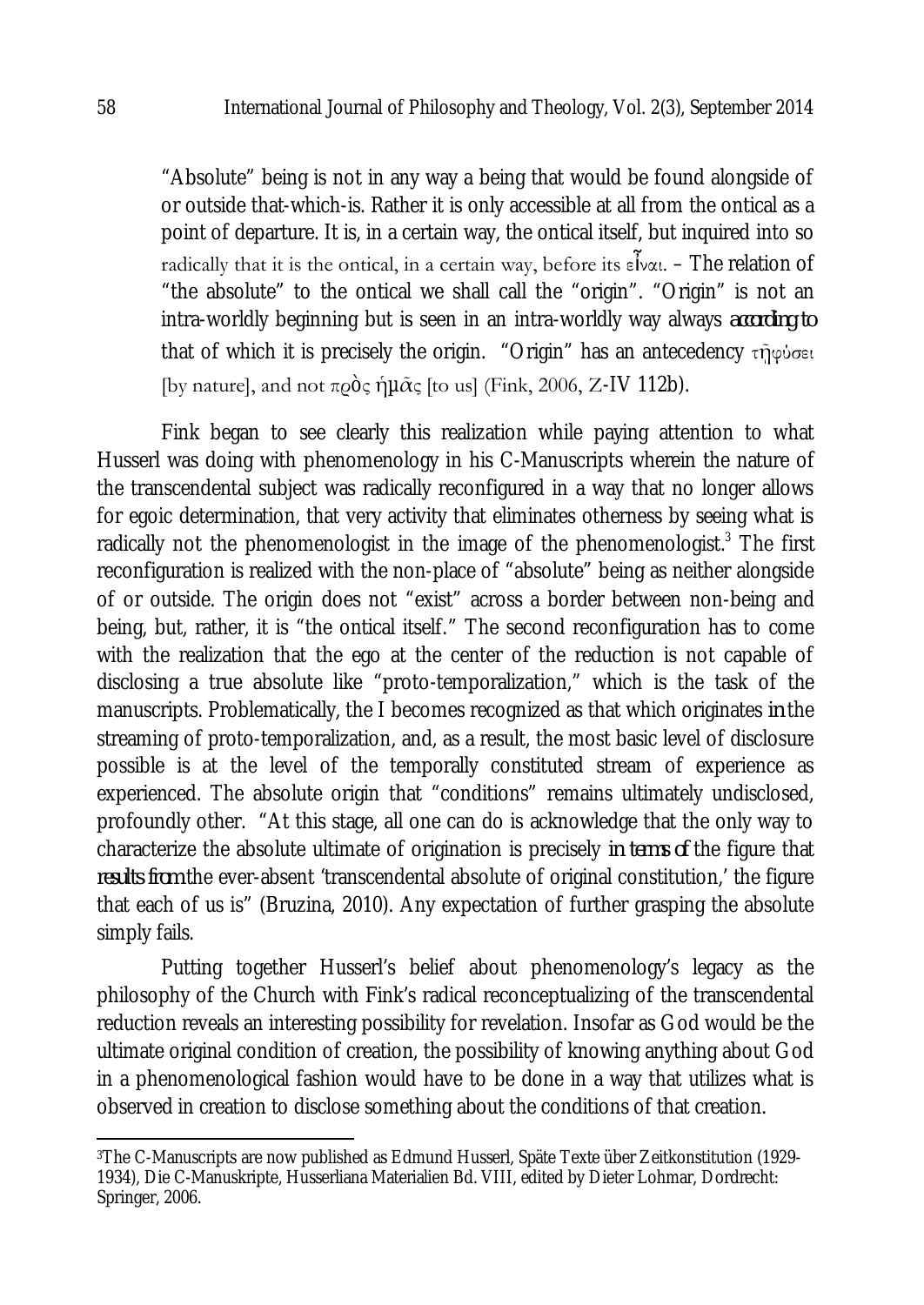"Absolute" being is not in any way a being that would be found alongside of or outside that-which-is. Rather it is only accessible at all from the ontical as a point of departure. It is, in a certain way, the ontical itself, but inquired into so radically that it is the ontical, in a certain way, before its εἶναι. – The relation of "the absolute" to the ontical we shall call the "origin". "Origin" is not an intra-worldly beginning but is seen in an intra-worldly way always *according to* that of which it is precisely the origin. "Origin" has an antecedency τῆφύσει [by nature], and not πρὸς ἡμᾶς [to us] (Fink, 2006, Z-IV 112b).

Fink began to see clearly this realization while paying attention to what Husserl was doing with phenomenology in his C-Manuscripts wherein the nature of the transcendental subject was radically reconfigured in a way that no longer allows for egoic determination, that very activity that eliminates otherness by seeing what is radically not the phenomenologist in the image of the phenomenologist.[3] The first reconfiguration is realized with the non-place of "absolute" being as neither alongside of or outside. The origin does not "exist" across a border between non-being and being, but, rather, it is "the ontical itself." The second reconfiguration has to come with the realization that the ego at the center of the reduction is not capable of disclosing a true absolute like "proto-temporalization," which is the task of the manuscripts. Problematically, the I becomes recognized as that which originates *in* the streaming of proto-temporalization, and, as a result, the most basic level of disclosure possible is at the level of the temporally constituted stream of experience as experienced. The absolute origin that "conditions" remains ultimately undisclosed, profoundly other. "At this stage, all one can do is acknowledge that the only way to characterize the absolute ultimate of origination is precisely *in terms of* the figure that *results from* the ever-absent 'transcendental absolute of original constitution,' the figure that each of us is" (Bruzina, 2010). Any expectation of further grasping the absolute simply fails.

Putting together Husserl's belief about phenomenology's legacy as the philosophy of the Church with Fink's radical reconceptualizing of the transcendental reduction reveals an interesting possibility for revelation. Insofar as God would be the ultimate original condition of creation, the possibility of knowing anything about God in a phenomenological fashion would have to be done in a way that utilizes what is observed in creation to disclose something about the conditions of that creation.

---

[3] The C-Manuscripts are now published as Edmund Husserl, Späte Texte über Zeitkonstitution (1929-1934), Die C-Manuskripte, Husserliana Materialien Bd. VIII, edited by Dieter Lohmar, Dordrecht: Springer, 2006.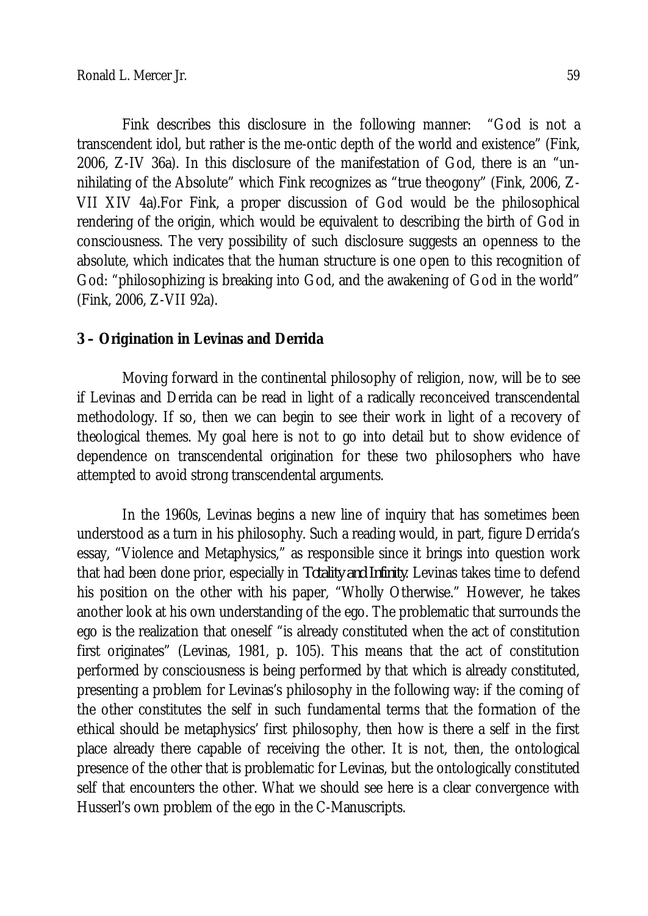Fink describes this disclosure in the following manner: "God is not a transcendent idol, but rather is the me-ontic depth of the world and existence" (Fink, 2006, Z-IV 36a). In this disclosure of the manifestation of God, there is an "un-nihilating of the Absolute" which Fink recognizes as "true theogony" (Fink, 2006, Z-VII XIV 4a).For Fink, a proper discussion of God would be the philosophical rendering of the origin, which would be equivalent to describing the birth of God in consciousness. The very possibility of such disclosure suggests an openness to the absolute, which indicates that the human structure is one open to this recognition of God: "philosophizing is breaking into God, and the awakening of God in the world" (Fink, 2006, Z-VII 92a).

## 3 – Origination in Levinas and Derrida

Moving forward in the continental philosophy of religion, now, will be to see if Levinas and Derrida can be read in light of a radically reconceived transcendental methodology. If so, then we can begin to see their work in light of a recovery of theological themes. My goal here is not to go into detail but to show evidence of dependence on transcendental origination for these two philosophers who have attempted to avoid strong transcendental arguments.

In the 1960s, Levinas begins a new line of inquiry that has sometimes been understood as a turn in his philosophy. Such a reading would, in part, figure Derrida's essay, "Violence and Metaphysics," as responsible since it brings into question work that had been done prior, especially in *Totality and Infinity*. Levinas takes time to defend his position on the other with his paper, "Wholly Otherwise." However, he takes another look at his own understanding of the ego. The problematic that surrounds the ego is the realization that oneself "is already constituted when the act of constitution first originates" (Levinas, 1981, p. 105). This means that the act of constitution performed by consciousness is being performed by that which is already constituted, presenting a problem for Levinas's philosophy in the following way: if the coming of the other constitutes the self in such fundamental terms that the formation of the ethical should be metaphysics' first philosophy, then how is there a self in the first place already there capable of receiving the other. It is not, then, the ontological presence of the other that is problematic for Levinas, but the ontologically constituted self that encounters the other. What we should see here is a clear convergence with Husserl's own problem of the ego in the C-Manuscripts.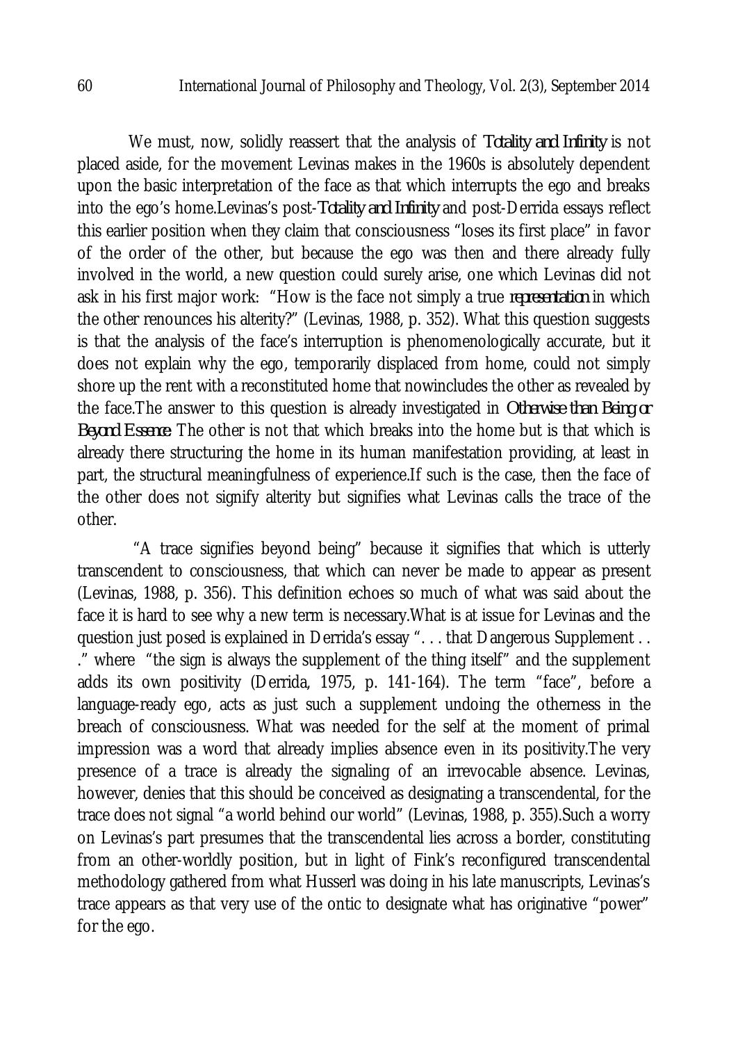We must, now, solidly reassert that the analysis of *Totality and Infinity* is not placed aside, for the movement Levinas makes in the 1960s is absolutely dependent upon the basic interpretation of the face as that which interrupts the ego and breaks into the ego's home.Levinas's post-*Totality and Infinity* and post-Derrida essays reflect this earlier position when they claim that consciousness "loses its first place" in favor of the order of the other, but because the ego was then and there already fully involved in the world, a new question could surely arise, one which Levinas did not ask in his first major work: "How is the face not simply a true *representation* in which the other renounces his alterity?" (Levinas, 1988, p. 352). What this question suggests is that the analysis of the face's interruption is phenomenologically accurate, but it does not explain why the ego, temporarily displaced from home, could not simply shore up the rent with a reconstituted home that nowincludes the other as revealed by the face.The answer to this question is already investigated in *Otherwise than Being or Beyond Essence*: The other is not that which breaks into the home but is that which is already there structuring the home in its human manifestation providing, at least in part, the structural meaningfulness of experience.If such is the case, then the face of the other does not signify alterity but signifies what Levinas calls the trace of the other.

"A trace signifies beyond being" because it signifies that which is utterly transcendent to consciousness, that which can never be made to appear as present (Levinas, 1988, p. 356). This definition echoes so much of what was said about the face it is hard to see why a new term is necessary.What is at issue for Levinas and the question just posed is explained in Derrida's essay ". . . that Dangerous Supplement . . ." where "the sign is always the supplement of the thing itself" and the supplement adds its own positivity (Derrida, 1975, p. 141-164). The term "face", before a language-ready ego, acts as just such a supplement undoing the otherness in the breach of consciousness. What was needed for the self at the moment of primal impression was a word that already implies absence even in its positivity.The very presence of a trace is already the signaling of an irrevocable absence. Levinas, however, denies that this should be conceived as designating a transcendental, for the trace does not signal "a world behind our world" (Levinas, 1988, p. 355).Such a worry on Levinas's part presumes that the transcendental lies across a border, constituting from an other-worldly position, but in light of Fink's reconfigured transcendental methodology gathered from what Husserl was doing in his late manuscripts, Levinas's trace appears as that very use of the ontic to designate what has originative "power" for the ego.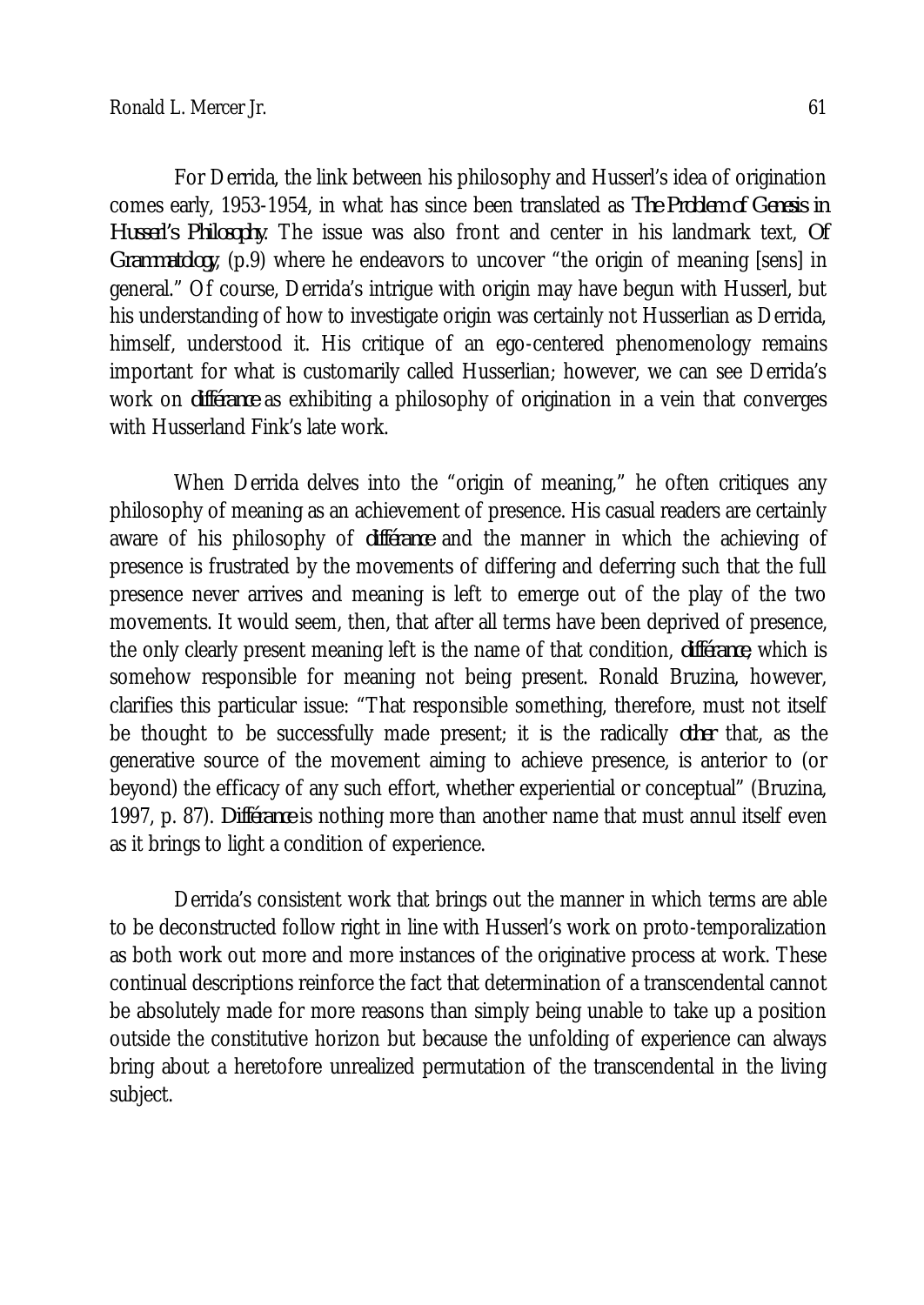For Derrida, the link between his philosophy and Husserl's idea of origination comes early, 1953-1954, in what has since been translated as *The Problem of Genesis in Husserl's Philosophy*. The issue was also front and center in his landmark text, *Of Grammatology*, (p.9) where he endeavors to uncover "the origin of meaning [sens] in general." Of course, Derrida's intrigue with origin may have begun with Husserl, but his understanding of how to investigate origin was certainly not Husserlian as Derrida, himself, understood it. His critique of an ego-centered phenomenology remains important for what is customarily called Husserlian; however, we can see Derrida's work on *différance* as exhibiting a philosophy of origination in a vein that converges with Husserland Fink's late work.

When Derrida delves into the "origin of meaning," he often critiques any philosophy of meaning as an achievement of presence. His casual readers are certainly aware of his philosophy of *différance* and the manner in which the achieving of presence is frustrated by the movements of differing and deferring such that the full presence never arrives and meaning is left to emerge out of the play of the two movements. It would seem, then, that after all terms have been deprived of presence, the only clearly present meaning left is the name of that condition, *différance*, which is somehow responsible for meaning not being present. Ronald Bruzina, however, clarifies this particular issue: "That responsible something, therefore, must not itself be thought to be successfully made present; it is the radically *other* that, as the generative source of the movement aiming to achieve presence, is anterior to (or beyond) the efficacy of any such effort, whether experiential or conceptual" (Bruzina, 1997, p. 87). *Différance* is nothing more than another name that must annul itself even as it brings to light a condition of experience.

Derrida's consistent work that brings out the manner in which terms are able to be deconstructed follow right in line with Husserl's work on proto-temporalization as both work out more and more instances of the originative process at work. These continual descriptions reinforce the fact that determination of a transcendental cannot be absolutely made for more reasons than simply being unable to take up a position outside the constitutive horizon but because the unfolding of experience can always bring about a heretofore unrealized permutation of the transcendental in the living subject.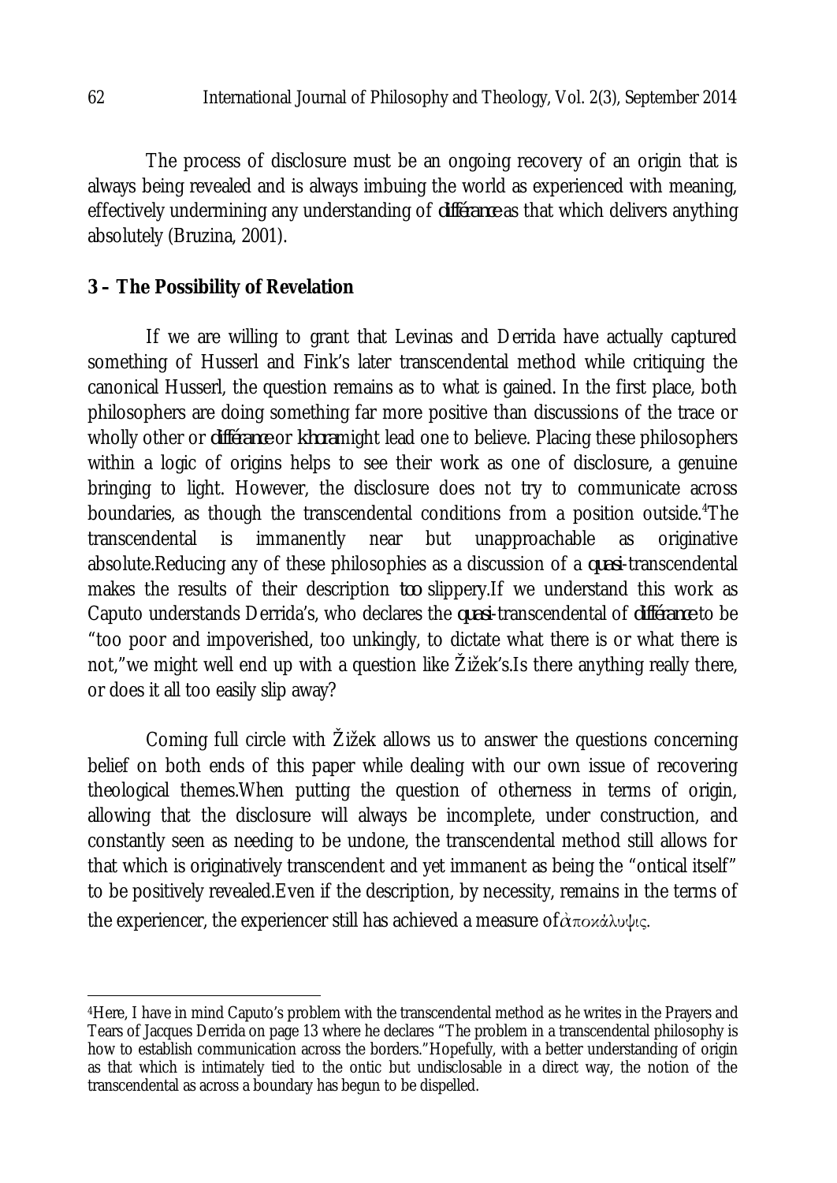The process of disclosure must be an ongoing recovery of an origin that is always being revealed and is always imbuing the world as experienced with meaning, effectively undermining any understanding of *différance* as that which delivers anything absolutely (Bruzina, 2001).

## 3 – The Possibility of Revelation

If we are willing to grant that Levinas and Derrida have actually captured something of Husserl and Fink's later transcendental method while critiquing the canonical Husserl, the question remains as to what is gained. In the first place, both philosophers are doing something far more positive than discussions of the trace or wholly other or *différance* or *khora* might lead one to believe. Placing these philosophers within a logic of origins helps to see their work as one of disclosure, a genuine bringing to light. However, the disclosure does not try to communicate across boundaries, as though the transcendental conditions from a position outside.[4] The transcendental is immanently near but unapproachable as originative absolute. Reducing any of these philosophies as a discussion of a *quasi*-transcendental makes the results of their description *too* slippery. If we understand this work as Caputo understands Derrida's, who declares the *quasi*-transcendental of *différance* to be "too poor and impoverished, too unkingly, to dictate what there is or what there is not," we might well end up with a question like Žižek's. Is there anything really there, or does it all too easily slip away?

Coming full circle with Žižek allows us to answer the questions concerning belief on both ends of this paper while dealing with our own issue of recovering theological themes. When putting the question of otherness in terms of origin, allowing that the disclosure will always be incomplete, under construction, and constantly seen as needing to be undone, the transcendental method still allows for that which is originatively transcendent and yet immanent as being the "ontical itself" to be positively revealed. Even if the description, by necessity, remains in the terms of the experiencer, the experiencer still has achieved a measure of ἀποκάλυψις.

---

[4] Here, I have in mind Caputo's problem with the transcendental method as he writes in the Prayers and Tears of Jacques Derrida on page 13 where he declares "The problem in a transcendental philosophy is how to establish communication across the borders." Hopefully, with a better understanding of origin as that which is intimately tied to the ontic but undisclosable in a direct way, the notion of the transcendental as across a boundary has begun to be dispelled.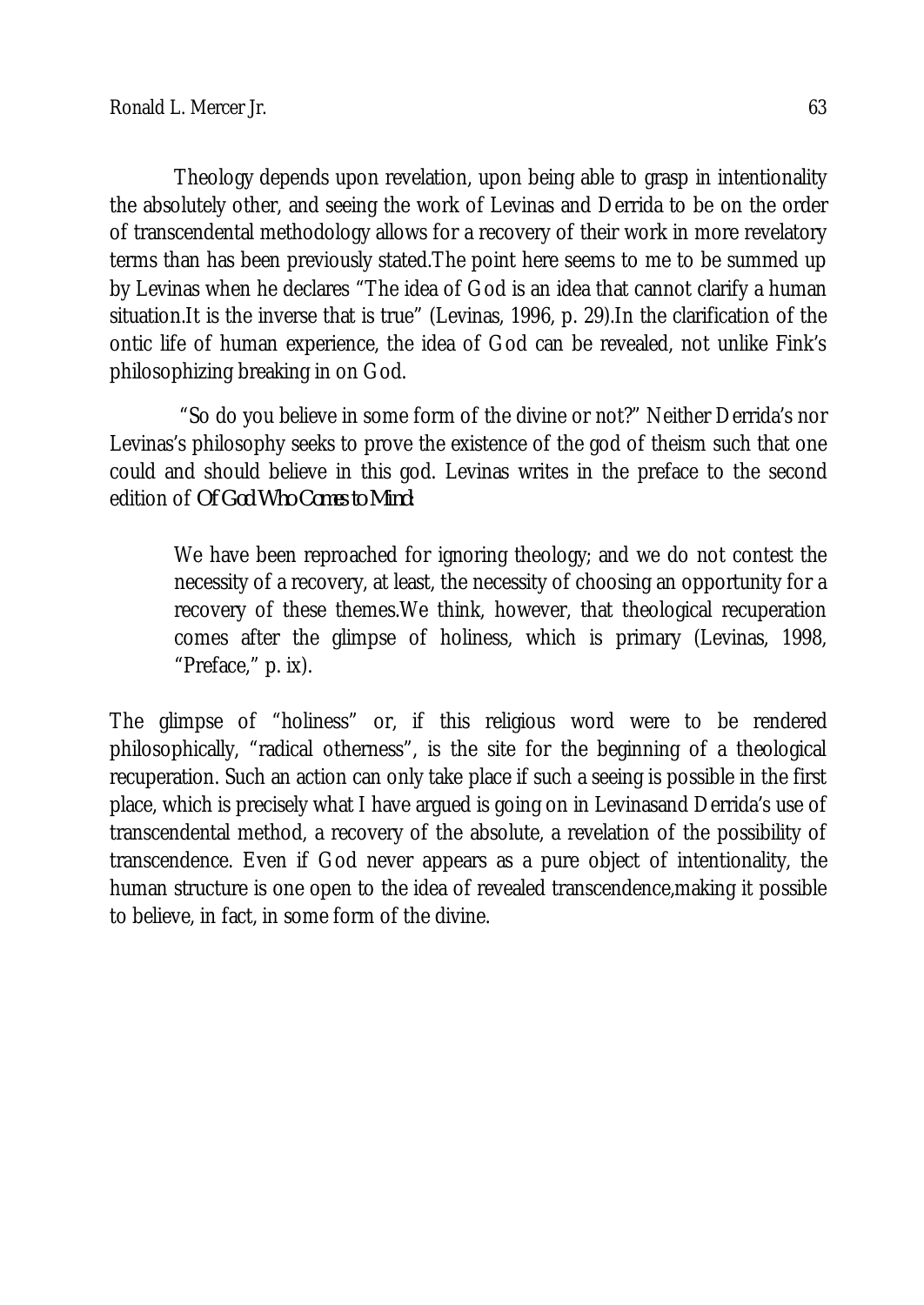Theology depends upon revelation, upon being able to grasp in intentionality the absolutely other, and seeing the work of Levinas and Derrida to be on the order of transcendental methodology allows for a recovery of their work in more revelatory terms than has been previously stated.The point here seems to me to be summed up by Levinas when he declares "The idea of God is an idea that cannot clarify a human situation.It is the inverse that is true" (Levinas, 1996, p. 29).In the clarification of the ontic life of human experience, the idea of God can be revealed, not unlike Fink's philosophizing breaking in on God.

"So do you believe in some form of the divine or not?" Neither Derrida's nor Levinas's philosophy seeks to prove the existence of the god of theism such that one could and should believe in this god. Levinas writes in the preface to the second edition of *Of God Who Comes to Mind*:

> We have been reproached for ignoring theology; and we do not contest the necessity of a recovery, at least, the necessity of choosing an opportunity for a recovery of these themes.We think, however, that theological recuperation comes after the glimpse of holiness, which is primary (Levinas, 1998, "Preface," p. ix).

The glimpse of "holiness" or, if this religious word were to be rendered philosophically, "radical otherness", is the site for the beginning of a theological recuperation. Such an action can only take place if such a seeing is possible in the first place, which is precisely what I have argued is going on in Levinasand Derrida's use of transcendental method, a recovery of the absolute, a revelation of the possibility of transcendence. Even if God never appears as a pure object of intentionality, the human structure is one open to the idea of revealed transcendence,making it possible to believe, in fact, in some form of the divine.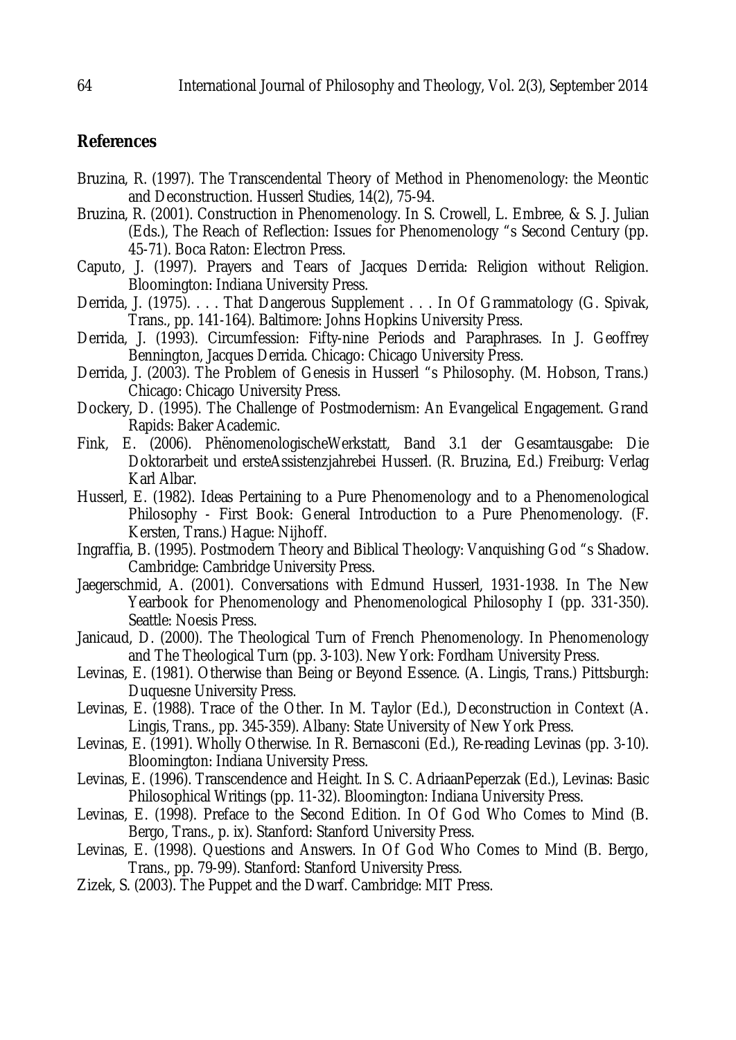## References

Bruzina, R. (1997). The Transcendental Theory of Method in Phenomenology: the Meontic and Deconstruction. Husserl Studies, 14(2), 75-94.

Bruzina, R. (2001). Construction in Phenomenology. In S. Crowell, L. Embree, & S. J. Julian (Eds.), The Reach of Reflection: Issues for Phenomenology "s Second Century (pp. 45-71). Boca Raton: Electron Press.

Caputo, J. (1997). Prayers and Tears of Jacques Derrida: Religion without Religion. Bloomington: Indiana University Press.

Derrida, J. (1975). . . . That Dangerous Supplement . . . In Of Grammatology (G. Spivak, Trans., pp. 141-164). Baltimore: Johns Hopkins University Press.

Derrida, J. (1993). Circumfession: Fifty-nine Periods and Paraphrases. In J. Geoffrey Bennington, Jacques Derrida. Chicago: Chicago University Press.

Derrida, J. (2003). The Problem of Genesis in Husserl "s Philosophy. (M. Hobson, Trans.) Chicago: Chicago University Press.

Dockery, D. (1995). The Challenge of Postmodernism: An Evangelical Engagement. Grand Rapids: Baker Academic.

Fink, E. (2006). PhënomenologischeWerkstatt, Band 3.1 der Gesamtausgabe: Die Doktorarbeit und ersteAssistenzjahrebei Husserl. (R. Bruzina, Ed.) Freiburg: Verlag Karl Albar.

Husserl, E. (1982). Ideas Pertaining to a Pure Phenomenology and to a Phenomenological Philosophy - First Book: General Introduction to a Pure Phenomenology. (F. Kersten, Trans.) Hague: Nijhoff.

Ingraffia, B. (1995). Postmodern Theory and Biblical Theology: Vanquishing God "s Shadow. Cambridge: Cambridge University Press.

Jaegerschmid, A. (2001). Conversations with Edmund Husserl, 1931-1938. In The New Yearbook for Phenomenology and Phenomenological Philosophy I (pp. 331-350). Seattle: Noesis Press.

Janicaud, D. (2000). The Theological Turn of French Phenomenology. In Phenomenology and The Theological Turn (pp. 3-103). New York: Fordham University Press.

Levinas, E. (1981). Otherwise than Being or Beyond Essence. (A. Lingis, Trans.) Pittsburgh: Duquesne University Press.

Levinas, E. (1988). Trace of the Other. In M. Taylor (Ed.), Deconstruction in Context (A. Lingis, Trans., pp. 345-359). Albany: State University of New York Press.

Levinas, E. (1991). Wholly Otherwise. In R. Bernasconi (Ed.), Re-reading Levinas (pp. 3-10). Bloomington: Indiana University Press.

Levinas, E. (1996). Transcendence and Height. In S. C. AdriaanPeperzak (Ed.), Levinas: Basic Philosophical Writings (pp. 11-32). Bloomington: Indiana University Press.

Levinas, E. (1998). Preface to the Second Edition. In Of God Who Comes to Mind (B. Bergo, Trans., p. ix). Stanford: Stanford University Press.

Levinas, E. (1998). Questions and Answers. In Of God Who Comes to Mind (B. Bergo, Trans., pp. 79-99). Stanford: Stanford University Press.

Zizek, S. (2003). The Puppet and the Dwarf. Cambridge: MIT Press.